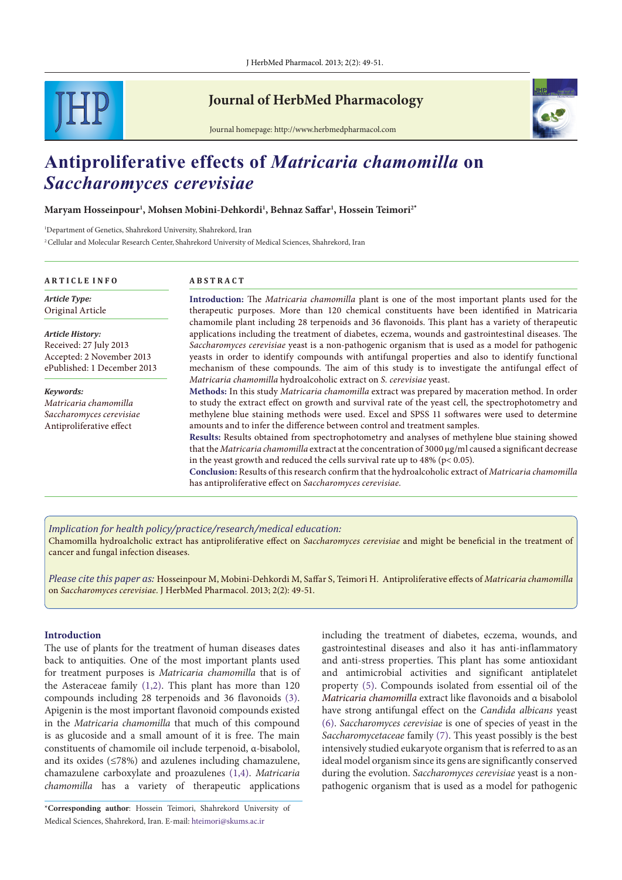# Antiproliferative effects of *Matricaria chamomilla* on *Saccharomyces cerevisiae*

**Maryam Hosseinpour[1], Mohsen Mobini-Dehkordi[1], Behnaz Saffar[1], Hossein Teimori[2*]**

[1]Department of Genetics, Shahrekord University, Shahrekord, Iran

[2]Cellular and Molecular Research Center, Shahrekord University of Medical Sciences, Shahrekord, Iran

## ARTICLE INFO

*Article Type:*
Original Article

*Article History:*
Received: 27 July 2013
Accepted: 2 November 2013
ePublished: 1 December 2013

*Keywords:*
*Matricaria chamomilla*
*Saccharomyces cerevisiae*
Antiproliferative effect

## ABSTRACT

**Introduction:** The *Matricaria chamomilla* plant is one of the most important plants used for the therapeutic purposes. More than 120 chemical constituents have been identified in Matricaria chamomile plant including 28 terpenoids and 36 flavonoids. This plant has a variety of therapeutic applications including the treatment of diabetes, eczema, wounds and gastrointestinal diseases. The *Saccharomyces cerevisiae* yeast is a non-pathogenic organism that is used as a model for pathogenic yeasts in order to identify compounds with antifungal properties and also to identify functional mechanism of these compounds. The aim of this study is to investigate the antifungal effect of *Matricaria chamomilla* hydroalcoholic extract on *S. cerevisiae* yeast.

**Methods:** In this study *Matricaria chamomilla* extract was prepared by maceration method. In order to study the extract effect on growth and survival rate of the yeast cell, the spectrophotometry and methylene blue staining methods were used. Excel and SPSS 11 softwares were used to determine amounts and to infer the difference between control and treatment samples.

**Results:** Results obtained from spectrophotometry and analyses of methylene blue staining showed that the *Matricaria chamomilla* extract at the concentration of 3000 µg/ml caused a significant decrease in the yeast growth and reduced the cells survival rate up to 48% ($p < 0.05$).

**Conclusion:** Results of this research confirm that the hydroalcoholic extract of *Matricaria chamomilla* has antiproliferative effect on *Saccharomyces cerevisiae.*

*Implication for health policy/practice/research/medical education:*
Chamomilla hydroalcholic extract has antiproliferative effect on *Saccharomyces cerevisiae* and might be beneficial in the treatment of cancer and fungal infection diseases.

*Please cite this paper as:* Hosseinpour M, Mobini-Dehkordi M, Saffar S, Teimori H. Antiproliferative effects of *Matricaria chamomilla* on *Saccharomyces cerevisiae.* J HerbMed Pharmacol. 2013; 2(2): 49-51.

## Introduction

The use of plants for the treatment of human diseases dates back to antiquities. One of the most important plants used for treatment purposes is *Matricaria chamomilla* that is of the Asteraceae family (1,2). This plant has more than 120 compounds including 28 terpenoids and 36 flavonoids (3). Apigenin is the most important flavonoid compounds existed in the *Matricaria chamomilla* that much of this compound is as glucoside and a small amount of it is free. The main constituents of chamomile oil include terpenoid, α-bisabolol, and its oxides (≤78%) and azulenes including chamazulene, chamazulene carboxylate and proazulenes (1,4). *Matricaria chamomilla* has a variety of therapeutic applications including the treatment of diabetes, eczema, wounds, and gastrointestinal diseases and also it has anti-inflammatory and anti-stress properties. This plant has some antioxidant and antimicrobial activities and significant antiplatelet property (5). Compounds isolated from essential oil of the *Matricaria chamomilla* extract like flavonoids and α bisabolol have strong antifungal effect on the *Candida albicans* yeast (6). *Saccharomyces cerevisiae* is one of species of yeast in the *Saccharomycetaceae* family (7). This yeast possibly is the best intensively studied eukaryote organism that is referred to as an ideal model organism since its gens are significantly conserved during the evolution. *Saccharomyces cerevisiae* yeast is a non-pathogenic organism that is used as a model for pathogenic

*Corresponding author: Hossein Teimori, Shahrekord University of Medical Sciences, Shahrekord, Iran. E-mail: hteimori@skums.ac.ir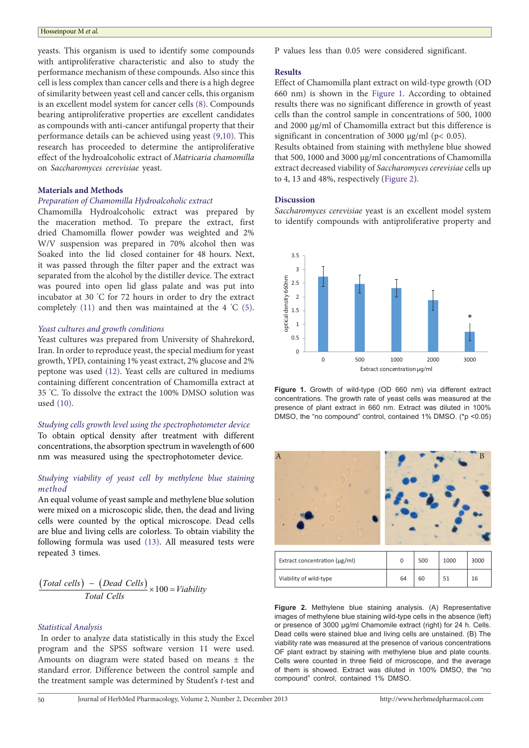yeasts. This organism is used to identify some compounds with antiproliferative characteristic and also to study the performance mechanism of these compounds. Also since this cell is less complex than cancer cells and there is a high degree of similarity between yeast cell and cancer cells, this organism is an excellent model system for cancer cells (8). Compounds bearing antiproliferative properties are excellent candidates as compounds with anti-cancer antifungal property that their performance details can be achieved using yeast (9,10). This research has proceeded to determine the antiproliferative effect of the hydroalcoholic extract of *Matricaria chamomilla* on *Saccharomyces cerevisiae* yeast.

## Materials and Methods

### *Preparation of Chamomilla Hydroalcoholic extract*

Chamomilla Hydroalcoholic extract was prepared by the maceration method. To prepare the extract, first dried Chamomilla flower powder was weighted and 2% W/V suspension was prepared in 70% alcohol then was Soaked into the lid closed container for 48 hours. Next, it was passed through the filter paper and the extract was separated from the alcohol by the distiller device. The extract was poured into open lid glass palate and was put into incubator at 30 °C for 72 hours in order to dry the extract completely (11) and then was maintained at the 4 °C (5).

### *Yeast cultures and growth conditions*

Yeast cultures was prepared from University of Shahrekord, Iran. In order to reproduce yeast, the special medium for yeast growth, YPD, containing 1% yeast extract, 2% glucose and 2% peptone was used (12). Yeast cells are cultured in mediums containing different concentration of Chamomilla extract at 35 °C. To dissolve the extract the 100% DMSO solution was used (10).

### *Studying cells growth level using the spectrophotometer device*

To obtain optical density after treatment with different concentrations, the absorption spectrum in wavelength of 600 nm was measured using the spectrophotometer device.

### *Studying viability of yeast cell by methylene blue staining method*

An equal volume of yeast sample and methylene blue solution were mixed on a microscopic slide, then, the dead and living cells were counted by the optical microscope. Dead cells are blue and living cells are colorless. To obtain viability the following formula was used (13). All measured tests were repeated 3 times.

$$\frac{(Total\ cells) - (Dead\ Cells)}{Total\ Cells} \times 100 = Viability$$

### *Statistical Analysis*

In order to analyze data statistically in this study the Excel program and the SPSS software version 11 were used. Amounts on diagram were stated based on means ± the standard error. Difference between the control sample and the treatment sample was determined by Student's *t*-test and P values less than 0.05 were considered significant.

## Results

Effect of Chamomilla plant extract on wild-type growth (OD 660 nm) is shown in the Figure 1. According to obtained results there was no significant difference in growth of yeast cells than the control sample in concentrations of 500, 1000 and 2000 μg/ml of Chamomilla extract but this difference is significant in concentration of 3000 μg/ml ($p < 0.05$).

Results obtained from staining with methylene blue showed that 500, 1000 and 3000 μg/ml concentrations of Chamomilla extract decreased viability of *Saccharomyces cerevisiae* cells up to 4, 13 and 48%, respectively (Figure 2).

## Discussion

*Saccharomyces cerevisiae* yeast is an excellent model system to identify compounds with antiproliferative property and

**Figure 1.** Growth of wild-type (OD 660 nm) via different extract concentrations. The growth rate of yeast cells was measured at the presence of plant extract in 660 nm. Extract was diluted in 100% DMSO, the "no compound" control, contained 1% DMSO. (*p <0.05)

| Extract concentration (μg/ml) | 0 | 500 | 1000 | 3000 |
|---|---|---|---|---|
| Viability of wild-type | 64 | 60 | 51 | 16 |

**Figure 2.** Methylene blue staining analysis. (A) Representative images of methylene blue staining wild-type cells in the absence (left) or presence of 3000 μg/ml Chamomile extract (right) for 24 h. Cells. Dead cells were stained blue and living cells are unstained. (B) The viability rate was measured at the presence of various concentrations OF plant extract by staining with methylene blue and plate counts. Cells were counted in three field of microscope, and the average of them is showed. Extract was diluted in 100% DMSO, the "no compound" control, contained 1% DMSO.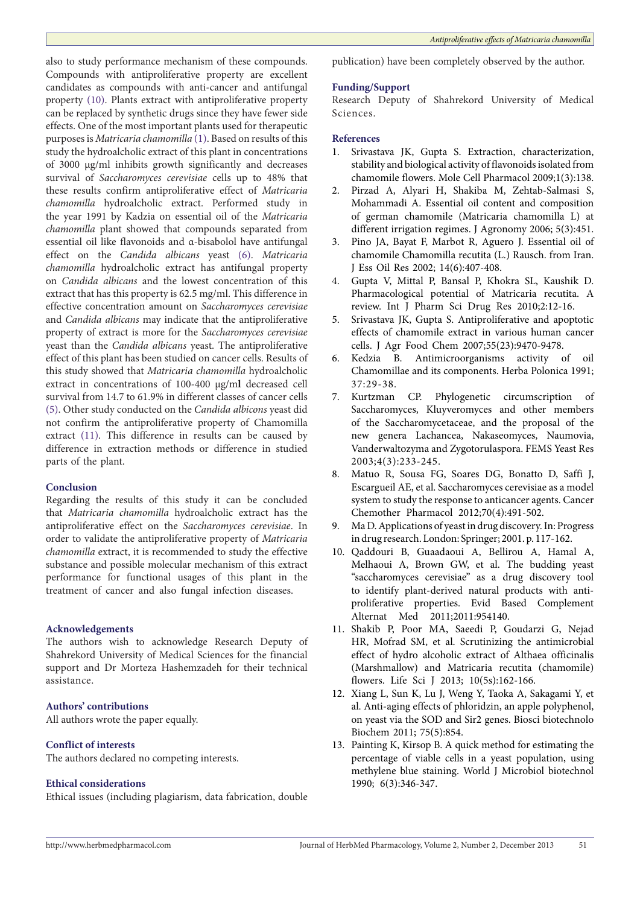also to study performance mechanism of these compounds. Compounds with antiproliferative property are excellent candidates as compounds with anti-cancer and antifungal property (10). Plants extract with antiproliferative property can be replaced by synthetic drugs since they have fewer side effects. One of the most important plants used for therapeutic purposes is *Matricaria chamomilla* (1). Based on results of this study the hydroalcholic extract of this plant in concentrations of 3000 µg/ml inhibits growth significantly and decreases survival of *Saccharomyces cerevisiae* cells up to 48% that these results confirm antiproliferative effect of *Matricaria chamomilla* hydroalcholic extract. Performed study in the year 1991 by Kadzia on essential oil of the *Matricaria chamomilla* plant showed that compounds separated from essential oil like flavonoids and α-bisabolol have antifungal effect on the *Candida albicans* yeast (6). *Matricaria chamomilla* hydroalcholic extract has antifungal property on *Candida albicans* and the lowest concentration of this extract that has this property is 62.5 mg/ml. This difference in effective concentration amount on *Saccharomyces cerevisiae* and *Candida albicans* may indicate that the antiproliferative property of extract is more for the *Saccharomyces cerevisiae* yeast than the *Candida albicans* yeast. The antiproliferative effect of this plant has been studied on cancer cells. Results of this study showed that *Matricaria chamomilla* hydroalcholic extract in concentrations of 100-400 µg/ml decreased cell survival from 14.7 to 61.9% in different classes of cancer cells (5). Other study conducted on the *Candida albicons* yeast did not confirm the antiproliferative property of Chamomilla extract (11). This difference in results can be caused by difference in extraction methods or difference in studied parts of the plant.

## Conclusion

Regarding the results of this study it can be concluded that *Matricaria chamomilla* hydroalcholic extract has the antiproliferative effect on the *Saccharomyces cerevisiae*. In order to validate the antiproliferative property of *Matricaria chamomilla* extract, it is recommended to study the effective substance and possible molecular mechanism of this extract performance for functional usages of this plant in the treatment of cancer and also fungal infection diseases.

## Acknowledgements

The authors wish to acknowledge Research Deputy of Shahrekord University of Medical Sciences for the financial support and Dr Morteza Hashemzadeh for their technical assistance.

## Authors' contributions

All authors wrote the paper equally.

## Conflict of interests

The authors declared no competing interests.

## Ethical considerations

Ethical issues (including plagiarism, data fabrication, double publication) have been completely observed by the author.

## Funding/Support

Research Deputy of Shahrekord University of Medical Sciences.

## References

1. Srivastava JK, Gupta S. Extraction, characterization, stability and biological activity of flavonoids isolated from chamomile flowers. Mole Cell Pharmacol 2009;1(3):138.
2. Pirzad A, Alyari H, Shakiba M, Zehtab-Salmasi S, Mohammadi A. Essential oil content and composition of german chamomile (Matricaria chamomilla L) at different irrigation regimes. J Agronomy 2006; 5(3):451.
3. Pino JA, Bayat F, Marbot R, Aguero J. Essential oil of chamomile Chamomilla recutita (L.) Rausch. from Iran. J Ess Oil Res 2002; 14(6):407-408.
4. Gupta V, Mittal P, Bansal P, Khokra SL, Kaushik D. Pharmacological potential of Matricaria recutita. A review. Int J Pharm Sci Drug Res 2010;2:12-16.
5. Srivastava JK, Gupta S. Antiproliferative and apoptotic effects of chamomile extract in various human cancer cells. J Agr Food Chem 2007;55(23):9470-9478.
6. Kedzia B. Antimicroorganisms activity of oil Chamomillae and its components. Herba Polonica 1991; 37:29-38.
7. Kurtzman CP. Phylogenetic circumscription of Saccharomyces, Kluyveromyces and other members of the Saccharomycetaceae, and the proposal of the new genera Lachancea, Nakaseomyces, Naumovia, Vanderwaltozyma and Zygotorulaspora. FEMS Yeast Res 2003;4(3):233-245.
8. Matuo R, Sousa FG, Soares DG, Bonatto D, Saffi J, Escargueil AE, et al. Saccharomyces cerevisiae as a model system to study the response to anticancer agents. Cancer Chemother Pharmacol 2012;70(4):491-502.
9. Ma D. Applications of yeast in drug discovery. In: Progress in drug research. London: Springer; 2001. p. 117-162.
10. Qaddouri B, Guaadaoui A, Bellirou A, Hamal A, Melhaoui A, Brown GW, et al. The budding yeast "saccharomyces cerevisiae" as a drug discovery tool to identify plant-derived natural products with anti-proliferative properties. Evid Based Complement Alternat Med 2011;2011:954140.
11. Shakib P, Poor MA, Saeedi P, Goudarzi G, Nejad HR, Mofrad SM, et al. Scrutinizing the antimicrobial effect of hydro alcoholic extract of Althaea officinalis (Marshmallow) and Matricaria recutita (chamomile) flowers. Life Sci J 2013; 10(5s):162-166.
12. Xiang L, Sun K, Lu J, Weng Y, Taoka A, Sakagami Y, et al. Anti-aging effects of phloridzin, an apple polyphenol, on yeast via the SOD and Sir2 genes. Biosci biotechnolo Biochem 2011; 75(5):854.
13. Painting K, Kirsop B. A quick method for estimating the percentage of viable cells in a yeast population, using methylene blue staining. World J Microbiol biotechnol 1990; 6(3):346-347.